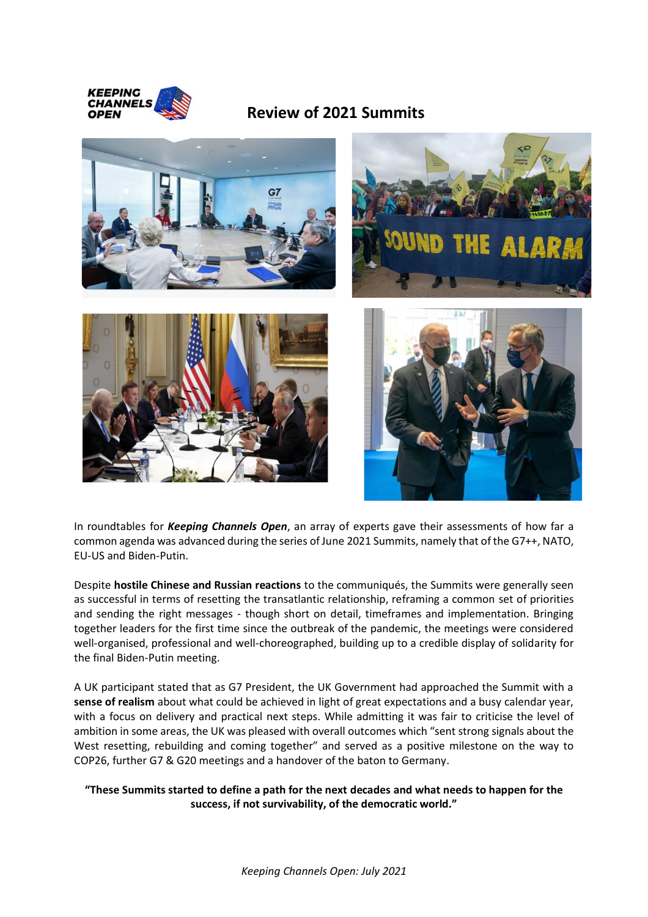# Review of 2021 Summits

In roundtables for ***Keeping Channels Open***, an array of experts gave their assessments of how far a common agenda was advanced during the series of June 2021 Summits, namely that of the G7++, NATO, EU-US and Biden-Putin.

Despite **hostile Chinese and Russian reactions** to the communiqués, the Summits were generally seen as successful in terms of resetting the transatlantic relationship, reframing a common set of priorities and sending the right messages - though short on detail, timeframes and implementation. Bringing together leaders for the first time since the outbreak of the pandemic, the meetings were considered well-organised, professional and well-choreographed, building up to a credible display of solidarity for the final Biden-Putin meeting.

A UK participant stated that as G7 President, the UK Government had approached the Summit with a **sense of realism** about what could be achieved in light of great expectations and a busy calendar year, with a focus on delivery and practical next steps. While admitting it was fair to criticise the level of ambition in some areas, the UK was pleased with overall outcomes which "sent strong signals about the West resetting, rebuilding and coming together" and served as a positive milestone on the way to COP26, further G7 & G20 meetings and a handover of the baton to Germany.

**"These Summits started to define a path for the next decades and what needs to happen for the success, if not survivability, of the democratic world."**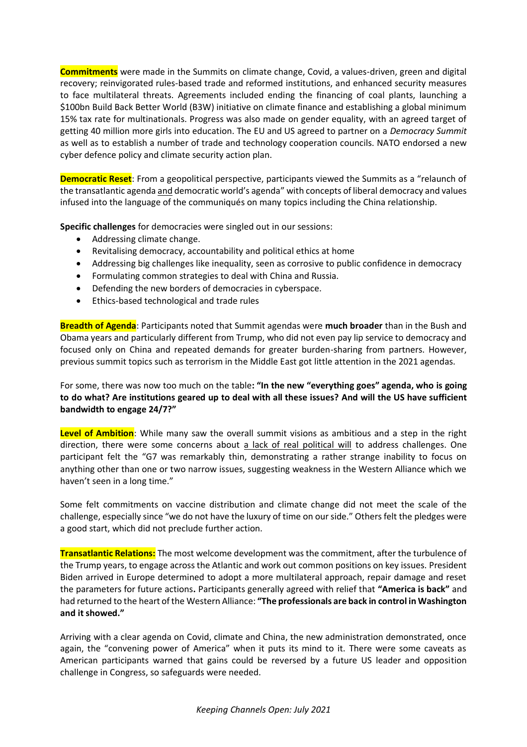**Commitments** were made in the Summits on climate change, Covid, a values-driven, green and digital recovery; reinvigorated rules-based trade and reformed institutions, and enhanced security measures to face multilateral threats. Agreements included ending the financing of coal plants, launching a $100bn Build Back Better World (B3W) initiative on climate finance and establishing a global minimum 15% tax rate for multinationals. Progress was also made on gender equality, with an agreed target of getting 40 million more girls into education. The EU and US agreed to partner on a *Democracy Summit* as well as to establish a number of trade and technology cooperation councils. NATO endorsed a new cyber defence policy and climate security action plan.

**Democratic Reset**: From a geopolitical perspective, participants viewed the Summits as a "relaunch of the transatlantic agenda and democratic world's agenda" with concepts of liberal democracy and values infused into the language of the communiqués on many topics including the China relationship.

**Specific challenges** for democracies were singled out in our sessions:

- Addressing climate change.
- Revitalising democracy, accountability and political ethics at home
- Addressing big challenges like inequality, seen as corrosive to public confidence in democracy
- Formulating common strategies to deal with China and Russia.
- Defending the new borders of democracies in cyberspace.
- Ethics-based technological and trade rules

**Breadth of Agenda**: Participants noted that Summit agendas were **much broader** than in the Bush and Obama years and particularly different from Trump, who did not even pay lip service to democracy and focused only on China and repeated demands for greater burden-sharing from partners. However, previous summit topics such as terrorism in the Middle East got little attention in the 2021 agendas.

For some, there was now too much on the table**: "In the new "everything goes" agenda, who is going to do what? Are institutions geared up to deal with all these issues? And will the US have sufficient bandwidth to engage 24/7?"**

**Level of Ambition**: While many saw the overall summit visions as ambitious and a step in the right direction, there were some concerns about a lack of real political will to address challenges. One participant felt the "G7 was remarkably thin, demonstrating a rather strange inability to focus on anything other than one or two narrow issues, suggesting weakness in the Western Alliance which we haven't seen in a long time."

Some felt commitments on vaccine distribution and climate change did not meet the scale of the challenge, especially since "we do not have the luxury of time on our side." Others felt the pledges were a good start, which did not preclude further action.

**Transatlantic Relations:** The most welcome development was the commitment, after the turbulence of the Trump years, to engage across the Atlantic and work out common positions on key issues. President Biden arrived in Europe determined to adopt a more multilateral approach, repair damage and reset the parameters for future actions**.** Participants generally agreed with relief that **"America is back"** and had returned to the heart of the Western Alliance: **"The professionals are back in control in Washington and it showed."**

Arriving with a clear agenda on Covid, climate and China, the new administration demonstrated, once again, the "convening power of America" when it puts its mind to it. There were some caveats as American participants warned that gains could be reversed by a future US leader and opposition challenge in Congress, so safeguards were needed.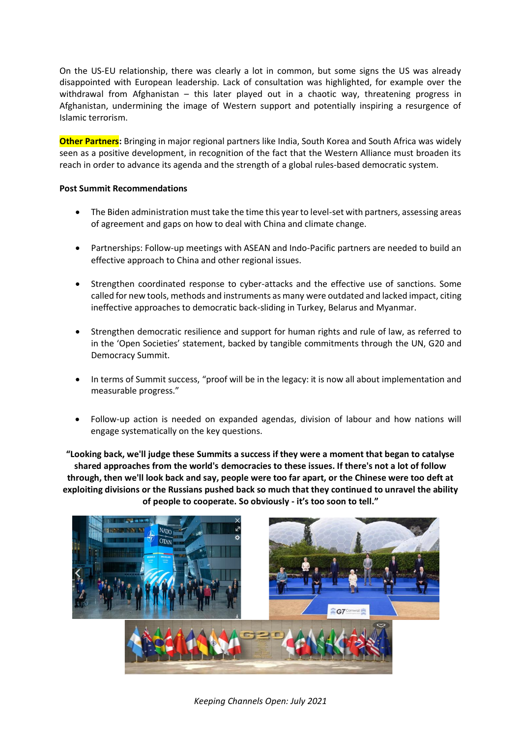On the US-EU relationship, there was clearly a lot in common, but some signs the US was already disappointed with European leadership. Lack of consultation was highlighted, for example over the withdrawal from Afghanistan – this later played out in a chaotic way, threatening progress in Afghanistan, undermining the image of Western support and potentially inspiring a resurgence of Islamic terrorism.

**Other Partners:** Bringing in major regional partners like India, South Korea and South Africa was widely seen as a positive development, in recognition of the fact that the Western Alliance must broaden its reach in order to advance its agenda and the strength of a global rules-based democratic system.

**Post Summit Recommendations**

- The Biden administration must take the time this year to level-set with partners, assessing areas of agreement and gaps on how to deal with China and climate change.
- Partnerships: Follow-up meetings with ASEAN and Indo-Pacific partners are needed to build an effective approach to China and other regional issues.
- Strengthen coordinated response to cyber-attacks and the effective use of sanctions. Some called for new tools, methods and instruments as many were outdated and lacked impact, citing ineffective approaches to democratic back-sliding in Turkey, Belarus and Myanmar.
- Strengthen democratic resilience and support for human rights and rule of law, as referred to in the 'Open Societies' statement, backed by tangible commitments through the UN, G20 and Democracy Summit.
- In terms of Summit success, "proof will be in the legacy: it is now all about implementation and measurable progress."
- Follow-up action is needed on expanded agendas, division of labour and how nations will engage systematically on the key questions.

**"Looking back, we'll judge these Summits a success if they were a moment that began to catalyse shared approaches from the world's democracies to these issues. If there's not a lot of follow through, then we'll look back and say, people were too far apart, or the Chinese were too deft at exploiting divisions or the Russians pushed back so much that they continued to unravel the ability of people to cooperate. So obviously - it's too soon to tell."**

*Keeping Channels Open: July 2021*